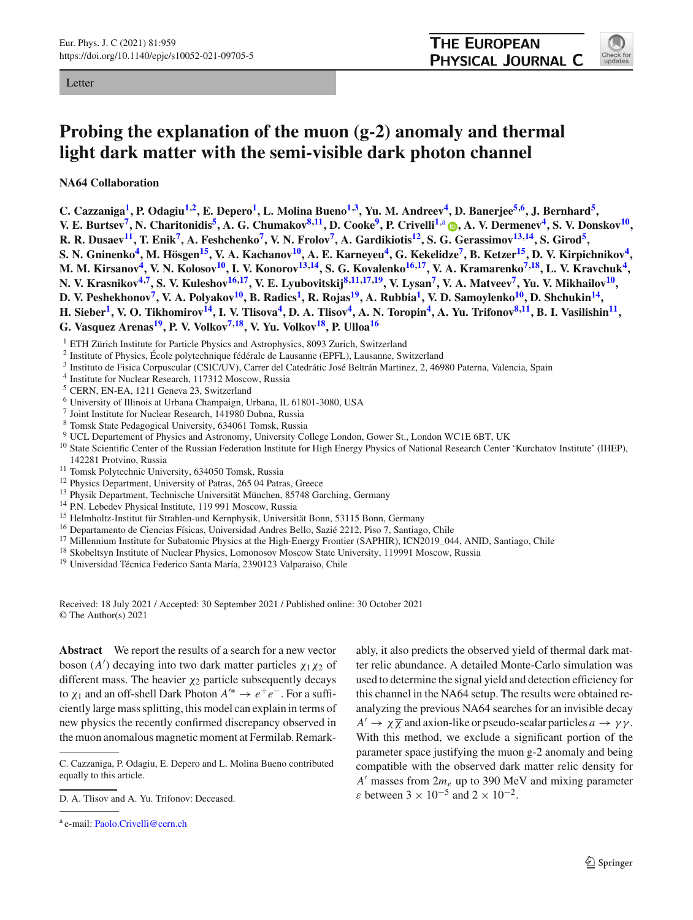Letter

# Probing the explanation of the muon (g-2) anomaly and thermal light dark matter with the semi-visible dark photon channel

**NA64 Collaboration**

**C. Cazzaniga[1], P. Odagiu[1,2], E. Depero[1], L. Molina Bueno[1,3], Yu. M. Andreev[4], D. Banerjee[5,6], J. Bernhard[5], V. E. Burtsev[7], N. Charitonidis[5], A. G. Chumakov[8,11], D. Cooke[9], P. Crivelli[1,a], A. V. Dermenev[4], S. V. Donskov[10], R. R. Dusaev[11], T. Enik[7], A. Feshchenko[7], V. N. Frolov[7], A. Gardikiotis[12], S. G. Gerassimov[13,14], S. Girod[5], S. N. Gninenko[4], M. Hösgen[15], V. A. Kachanov[10], A. E. Karneyeu[4], G. Kekelidze[7], B. Ketzer[15], D. V. Kirpichnikov[4], M. M. Kirsanov[4], V. N. Kolosov[10], I. V. Konorov[13,14], S. G. Kovalenko[16,17], V. A. Kramarenko[7,18], L. V. Kravchuk[4], N. V. Krasnikov[4,7], S. V. Kuleshov[16,17], V. E. Lyubovitskij[8,11,17,19], V. Lysan[7], V. A. Matveev[7], Yu. V. Mikhailov[10], D. V. Peshekhonov[7], V. A. Polyakov[10], B. Radics[1], R. Rojas[19], A. Rubbia[1], V. D. Samoylenko[10], D. Shchukin[14], H. Sieber[1], V. O. Tikhomirov[14], I. V. Tlisova[4], D. A. Tlisov[4], A. N. Toropin[4], A. Yu. Trifonov[8,11], B. I. Vasilishin[11], G. Vasquez Arenas[19], P. V. Volkov[7,18], V. Yu. Volkov[18], P. Ulloa[16]**

[1] ETH Zürich Institute for Particle Physics and Astrophysics, 8093 Zurich, Switzerland
[2] Institute of Physics, École polytechnique fédérale de Lausanne (EPFL), Lausanne, Switzerland
[3] Instituto de Fisica Corpuscular (CSIC/UV), Carrer del Catedrátic José Beltrán Martinez, 2, 46980 Paterna, Valencia, Spain
[4] Institute for Nuclear Research, 117312 Moscow, Russia
[5] CERN, EN-EA, 1211 Geneva 23, Switzerland
[6] University of Illinois at Urbana Champaign, Urbana, IL 61801-3080, USA
[7] Joint Institute for Nuclear Research, 141980 Dubna, Russia
[8] Tomsk State Pedagogical University, 634061 Tomsk, Russia
[9] UCL Departement of Physics and Astronomy, University College London, Gower St., London WC1E 6BT, UK
[10] State Scientific Center of the Russian Federation Institute for High Energy Physics of National Research Center 'Kurchatov Institute' (IHEP), 142281 Protvino, Russia
[11] Tomsk Polytechnic University, 634050 Tomsk, Russia
[12] Physics Department, University of Patras, 265 04 Patras, Greece
[13] Physik Department, Technische Universität München, 85748 Garching, Germany
[14] P.N. Lebedev Physical Institute, 119 991 Moscow, Russia
[15] Helmholtz-Institut für Strahlen-und Kernphysik, Universität Bonn, 53115 Bonn, Germany
[16] Departamento de Ciencias Físicas, Universidad Andres Bello, Sazié 2212, Piso 7, Santiago, Chile
[17] Millennium Institute for Subatomic Physics at the High-Energy Frontier (SAPHIR), ICN2019_044, ANID, Santiago, Chile
[18] Skobeltsyn Institute of Nuclear Physics, Lomonosov Moscow State University, 119991 Moscow, Russia
[19] Universidad Técnica Federico Santa María, 2390123 Valparaiso, Chile

Received: 18 July 2021 / Accepted: 30 September 2021 / Published online: 30 October 2021
© The Author(s) 2021

**Abstract** We report the results of a search for a new vector boson ($A'$) decaying into two dark matter particles $\chi_1 \chi_2$ of different mass. The heavier $\chi_2$ particle subsequently decays to $\chi_1$ and an off-shell Dark Photon $A'^* \rightarrow e^+e^-$. For a sufficiently large mass splitting, this model can explain in terms of new physics the recently confirmed discrepancy observed in the muon anomalous magnetic moment at Fermilab. Remarkably, it also predicts the observed yield of thermal dark matter relic abundance. A detailed Monte-Carlo simulation was used to determine the signal yield and detection efficiency for this channel in the NA64 setup. The results were obtained re-analyzing the previous NA64 searches for an invisible decay $A' \rightarrow \chi\overline{\chi}$ and axion-like or pseudo-scalar particles $a \rightarrow \gamma\gamma$. With this method, we exclude a significant portion of the parameter space justifying the muon g-2 anomaly and being compatible with the observed dark matter relic density for $A'$ masses from $2m_e$ up to 390 MeV and mixing parameter $\varepsilon$ between $3 \times 10^{-5}$ and $2 \times 10^{-2}$.

C. Cazzaniga, P. Odagiu, E. Depero and L. Molina Bueno contributed equally to this article.

D. A. Tlisov and A. Yu. Trifonov: Deceased.

[a] e-mail: Paolo.Crivelli@cern.ch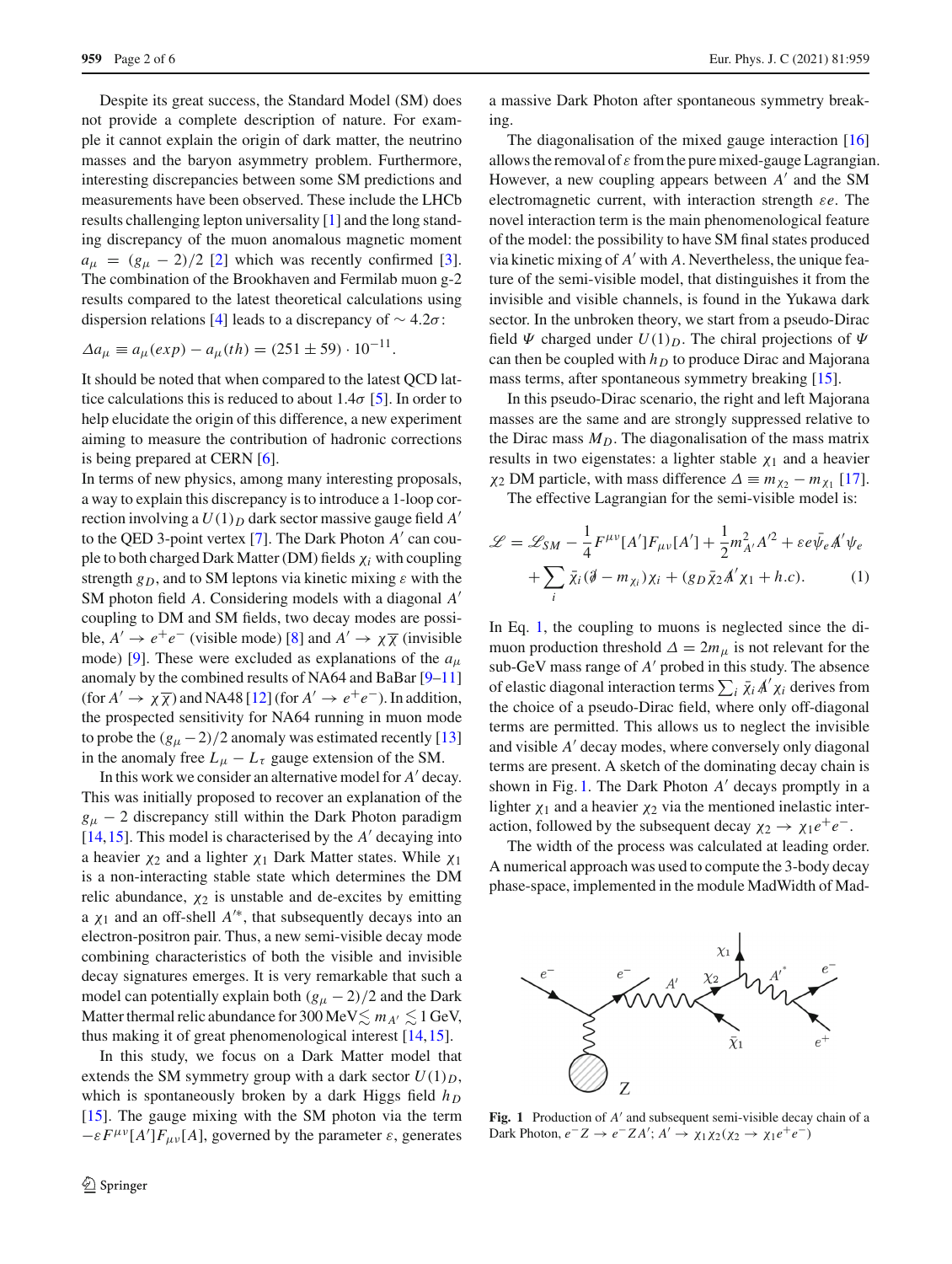Despite its great success, the Standard Model (SM) does not provide a complete description of nature. For example it cannot explain the origin of dark matter, the neutrino masses and the baryon asymmetry problem. Furthermore, interesting discrepancies between some SM predictions and measurements have been observed. These include the LHCb results challenging lepton universality [1] and the long standing discrepancy of the muon anomalous magnetic moment $a_\mu = (g_\mu - 2)/2$ [2] which was recently confirmed [3]. The combination of the Brookhaven and Fermilab muon g-2 results compared to the latest theoretical calculations using dispersion relations [4] leads to a discrepancy of $\sim 4.2\sigma$:

$$\Delta a_\mu \equiv a_\mu(exp) - a_\mu(th) = (251 \pm 59) \cdot 10^{-11}.$$

It should be noted that when compared to the latest QCD lattice calculations this is reduced to about $1.4\sigma$ [5]. In order to help elucidate the origin of this difference, a new experiment aiming to measure the contribution of hadronic corrections is being prepared at CERN [6].

In terms of new physics, among many interesting proposals, a way to explain this discrepancy is to introduce a 1-loop correction involving a $U(1)_D$ dark sector massive gauge field $A'$ to the QED 3-point vertex [7]. The Dark Photon $A'$ can couple to both charged Dark Matter (DM) fields $\chi_i$ with coupling strength $g_D$, and to SM leptons via kinetic mixing $\varepsilon$ with the SM photon field $A$. Considering models with a diagonal $A'$ coupling to DM and SM fields, two decay modes are possible, $A' \rightarrow e^+e^-$ (visible mode) [8] and $A' \rightarrow \chi\overline{\chi}$ (invisible mode) [9]. These were excluded as explanations of the $a_\mu$ anomaly by the combined results of NA64 and BaBar [9–11] (for $A' \rightarrow \chi\overline{\chi}$) and NA48 [12] (for $A' \rightarrow e^+e^-$). In addition, the prospected sensitivity for NA64 running in muon mode to probe the $(g_\mu - 2)/2$ anomaly was estimated recently [13] in the anomaly free $L_\mu - L_\tau$ gauge extension of the SM.

In this work we consider an alternative model for $A'$ decay. This was initially proposed to recover an explanation of the $g_\mu - 2$ discrepancy still within the Dark Photon paradigm [14,15]. This model is characterised by the $A'$ decaying into a heavier $\chi_2$ and a lighter $\chi_1$ Dark Matter states. While $\chi_1$ is a non-interacting stable state which determines the DM relic abundance, $\chi_2$ is unstable and de-excites by emitting a $\chi_1$ and an off-shell $A'^*$, that subsequently decays into an electron-positron pair. Thus, a new semi-visible decay mode combining characteristics of both the visible and invisible decay signatures emerges. It is very remarkable that such a model can potentially explain both $(g_\mu - 2)/2$ and the Dark Matter thermal relic abundance for 300 MeV$\lesssim m_{A'} \lesssim$ 1 GeV, thus making it of great phenomenological interest [14,15].

In this study, we focus on a Dark Matter model that extends the SM symmetry group with a dark sector $U(1)_D$, which is spontaneously broken by a dark Higgs field $h_D$ [15]. The gauge mixing with the SM photon via the term $-\varepsilon F^{\mu\nu}[A']F_{\mu\nu}[A]$, governed by the parameter $\varepsilon$, generates a massive Dark Photon after spontaneous symmetry breaking.

The diagonalisation of the mixed gauge interaction [16] allows the removal of $\varepsilon$ from the pure mixed-gauge Lagrangian. However, a new coupling appears between $A'$ and the SM electromagnetic current, with interaction strength $\varepsilon e$. The novel interaction term is the main phenomenological feature of the model: the possibility to have SM final states produced via kinetic mixing of $A'$ with $A$. Nevertheless, the unique feature of the semi-visible model, that distinguishes it from the invisible and visible channels, is found in the Yukawa dark sector. In the unbroken theory, we start from a pseudo-Dirac field $\Psi$ charged under $U(1)_D$. The chiral projections of $\Psi$ can then be coupled with $h_D$ to produce Dirac and Majorana mass terms, after spontaneous symmetry breaking [15].

In this pseudo-Dirac scenario, the right and left Majorana masses are the same and are strongly suppressed relative to the Dirac mass $M_D$. The diagonalisation of the mass matrix results in two eigenstates: a lighter stable $\chi_1$ and a heavier $\chi_2$ DM particle, with mass difference $\Delta \equiv m_{\chi_2} - m_{\chi_1}$ [17].

The effective Lagrangian for the semi-visible model is:

$$\mathscr{L} = \mathscr{L}_{SM} - \frac{1}{4}F^{\mu\nu}[A']F_{\mu\nu}[A'] + \frac{1}{2}m_{A'}^2 A'^2 + \varepsilon e \bar{\psi}_e \not{A}' \psi_e + \sum_i \bar{\chi}_i(\not{\partial} - m_{\chi_i})\chi_i + (g_D \bar{\chi}_2 \not{A}' \chi_1 + h.c). \quad (1)$$

In Eq. 1, the coupling to muons is neglected since the dimuon production threshold $\Delta = 2m_\mu$ is not relevant for the sub-GeV mass range of $A'$ probed in this study. The absence of elastic diagonal interaction terms $\sum_i \bar{\chi}_i \not{A}' \chi_i$ derives from the choice of a pseudo-Dirac field, where only off-diagonal terms are permitted. This allows us to neglect the invisible and visible $A'$ decay modes, where conversely only diagonal terms are present. A sketch of the dominating decay chain is shown in Fig. 1. The Dark Photon $A'$ decays promptly in a lighter $\chi_1$ and a heavier $\chi_2$ via the mentioned inelastic interaction, followed by the subsequent decay $\chi_2 \rightarrow \chi_1 e^+e^-$.

The width of the process was calculated at leading order. A numerical approach was used to compute the 3-body decay phase-space, implemented in the module MadWidth of Mad-

**Fig. 1** Production of $A'$ and subsequent semi-visible decay chain of a Dark Photon, $e^-Z \rightarrow e^-ZA'$; $A' \rightarrow \chi_1\chi_2(\chi_2 \rightarrow \chi_1 e^+e^-)$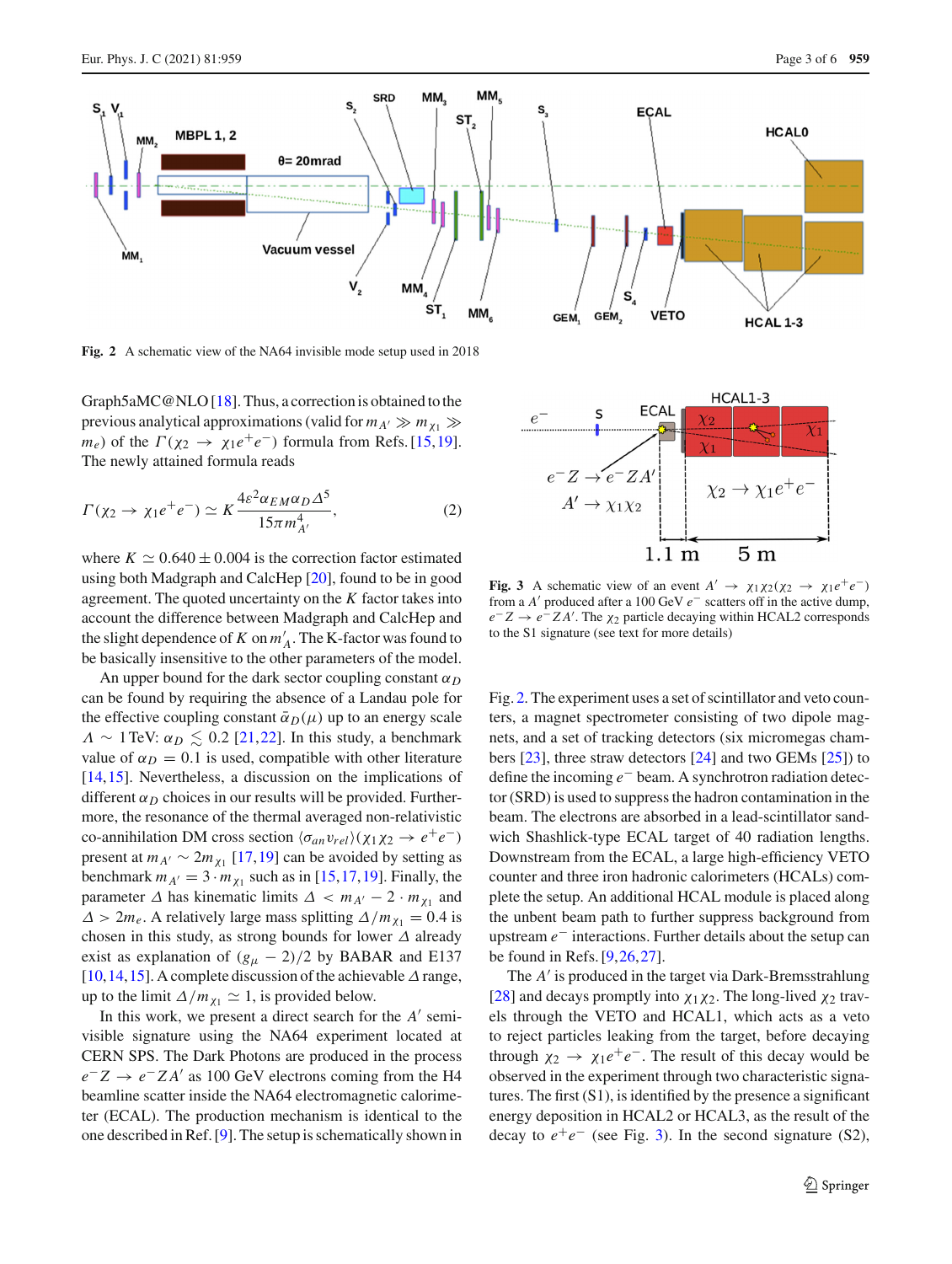Fig. 2 A schematic view of the NA64 invisible mode setup used in 2018

Graph5aMC@NLO [18]. Thus, a correction is obtained to the previous analytical approximations (valid for $m_{A'} \gg m_{\chi_1} \gg m_e$) of the $\Gamma(\chi_2 \to \chi_1 e^+ e^-)$ formula from Refs. [15,19]. The newly attained formula reads

$$\Gamma(\chi_2 \to \chi_1 e^+ e^-) \simeq K \frac{4\varepsilon^2 \alpha_{EM} \alpha_D \Delta^5}{15\pi m_{A'}^4}, \quad (2)$$

where $K \simeq 0.640 \pm 0.004$ is the correction factor estimated using both Madgraph and CalcHep [20], found to be in good agreement. The quoted uncertainty on the $K$ factor takes into account the difference between Madgraph and CalcHep and the slight dependence of $K$ on $m'_A$. The K-factor was found to be basically insensitive to the other parameters of the model.

An upper bound for the dark sector coupling constant $\alpha_D$ can be found by requiring the absence of a Landau pole for the effective coupling constant $\bar{\alpha}_D(\mu)$ up to an energy scale $\Lambda \sim 1\,\text{TeV}$: $\alpha_D \lesssim 0.2$ [21,22]. In this study, a benchmark value of $\alpha_D = 0.1$ is used, compatible with other literature [14,15]. Nevertheless, a discussion on the implications of different $\alpha_D$ choices in our results will be provided. Furthermore, the resonance of the thermal averaged non-relativistic co-annihilation DM cross section $\langle \sigma_{an} v_{rel} \rangle (\chi_1 \chi_2 \to e^+ e^-)$ present at $m_{A'} \sim 2 m_{\chi_1}$ [17,19] can be avoided by setting as benchmark $m_{A'} = 3 \cdot m_{\chi_1}$ such as in [15,17,19]. Finally, the parameter $\Delta$ has kinematic limits $\Delta < m_{A'} - 2 \cdot m_{\chi_1}$ and $\Delta > 2 m_e$. A relatively large mass splitting $\Delta / m_{\chi_1} = 0.4$ is chosen in this study, as strong bounds for lower $\Delta$ already exist as explanation of $(g_\mu - 2)/2$ by BABAR and E137 [10,14,15]. A complete discussion of the achievable $\Delta$ range, up to the limit $\Delta / m_{\chi_1} \simeq 1$, is provided below.

In this work, we present a direct search for the $A'$ semi-visible signature using the NA64 experiment located at CERN SPS. The Dark Photons are produced in the process $e^- Z \to e^- Z A'$ as 100 GeV electrons coming from the H4 beamline scatter inside the NA64 electromagnetic calorimeter (ECAL). The production mechanism is identical to the one described in Ref. [9]. The setup is schematically shown in Fig. 2. The experiment uses a set of scintillator and veto counters, a magnet spectrometer consisting of two dipole magnets, and a set of tracking detectors (six micromegas chambers [23], three straw detectors [24] and two GEMs [25]) to define the incoming $e^-$ beam. A synchrotron radiation detector (SRD) is used to suppress the hadron contamination in the beam. The electrons are absorbed in a lead-scintillator sandwich Shashlick-type ECAL target of 40 radiation lengths. Downstream from the ECAL, a large high-efficiency VETO counter and three iron hadronic calorimeters (HCALs) complete the setup. An additional HCAL module is placed along the unbent beam path to further suppress background from upstream $e^-$ interactions. Further details about the setup can be found in Refs. [9,26,27].

Fig. 3 A schematic view of an event $A' \to \chi_1 \chi_2 (\chi_2 \to \chi_1 e^+ e^-)$ from a $A'$ produced after a 100 GeV $e^-$ scatters off in the active dump, $e^- Z \to e^- Z A'$. The $\chi_2$ particle decaying within HCAL2 corresponds to the S1 signature (see text for more details)

The $A'$ is produced in the target via Dark-Bremsstrahlung [28] and decays promptly into $\chi_1 \chi_2$. The long-lived $\chi_2$ travels through the VETO and HCAL1, which acts as a veto to reject particles leaking from the target, before decaying through $\chi_2 \to \chi_1 e^+ e^-$. The result of this decay would be observed in the experiment through two characteristic signatures. The first (S1), is identified by the presence a significant energy deposition in HCAL2 or HCAL3, as the result of the decay to $e^+ e^-$ (see Fig. 3). In the second signature (S2),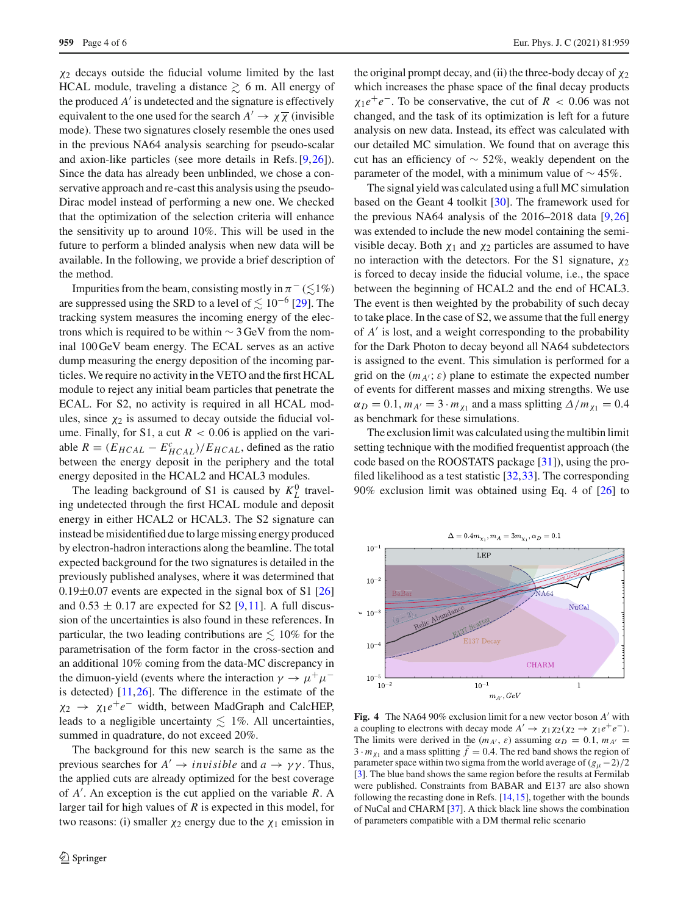$\chi_2$ decays outside the fiducial volume limited by the last HCAL module, traveling a distance $\gtrsim$ 6 m. All energy of the produced $A'$ is undetected and the signature is effectively equivalent to the one used for the search $A' \to \chi\overline{\chi}$ (invisible mode). These two signatures closely resemble the ones used in the previous NA64 analysis searching for pseudo-scalar and axion-like particles (see more details in Refs. [9,26]). Since the data has already been unblinded, we chose a conservative approach and re-cast this analysis using the pseudo-Dirac model instead of performing a new one. We checked that the optimization of the selection criteria will enhance the sensitivity up to around 10%. This will be used in the future to perform a blinded analysis when new data will be available. In the following, we provide a brief description of the method.

Impurities from the beam, consisting mostly in $\pi^-$ ($\lesssim$1%) are suppressed using the SRD to a level of $\lesssim 10^{-6}$ [29]. The tracking system measures the incoming energy of the electrons which is required to be within $\sim$ 3 GeV from the nominal 100 GeV beam energy. The ECAL serves as an active dump measuring the energy deposition of the incoming particles. We require no activity in the VETO and the first HCAL module to reject any initial beam particles that penetrate the ECAL. For S2, no activity is required in all HCAL modules, since $\chi_2$ is assumed to decay outside the fiducial volume. Finally, for S1, a cut $R < 0.06$ is applied on the variable $R \equiv (E_{HCAL} - E^c_{HCAL})/E_{HCAL}$, defined as the ratio between the energy deposit in the periphery and the total energy deposited in the HCAL2 and HCAL3 modules.

The leading background of S1 is caused by $K^0_L$ traveling undetected through the first HCAL module and deposit energy in either HCAL2 or HCAL3. The S2 signature can instead be misidentified due to large missing energy produced by electron-hadron interactions along the beamline. The total expected background for the two signatures is detailed in the previously published analyses, where it was determined that 0.19$\pm$0.07 events are expected in the signal box of S1 [26] and 0.53 $\pm$ 0.17 are expected for S2 [9,11]. A full discussion of the uncertainties is also found in these references. In particular, the two leading contributions are $\lesssim$ 10% for the parametrisation of the form factor in the cross-section and an additional 10% coming from the data-MC discrepancy in the dimuon-yield (events where the interaction $\gamma \to \mu^+\mu^-$ is detected) [11,26]. The difference in the estimate of the $\chi_2 \to \chi_1 e^+e^-$ width, between MadGraph and CalcHEP, leads to a negligible uncertainty $\lesssim$ 1%. All uncertainties, summed in quadrature, do not exceed 20%.

The background for this new search is the same as the previous searches for $A' \to invisible$ and $a \to \gamma\gamma$. Thus, the applied cuts are already optimized for the best coverage of $A'$. An exception is the cut applied on the variable $R$. A larger tail for high values of $R$ is expected in this model, for two reasons: (i) smaller $\chi_2$ energy due to the $\chi_1$ emission in the original prompt decay, and (ii) the three-body decay of $\chi_2$ which increases the phase space of the final decay products $\chi_1 e^+e^-$. To be conservative, the cut of $R < 0.06$ was not changed, and the task of its optimization is left for a future analysis on new data. Instead, its effect was calculated with our detailed MC simulation. We found that on average this cut has an efficiency of $\sim$ 52%, weakly dependent on the parameter of the model, with a minimum value of $\sim$ 45%.

The signal yield was calculated using a full MC simulation based on the Geant 4 toolkit [30]. The framework used for the previous NA64 analysis of the 2016–2018 data [9,26] was extended to include the new model containing the semi-visible decay. Both $\chi_1$ and $\chi_2$ particles are assumed to have no interaction with the detectors. For the S1 signature, $\chi_2$ is forced to decay inside the fiducial volume, i.e., the space between the beginning of HCAL2 and the end of HCAL3. The event is then weighted by the probability of such decay to take place. In the case of S2, we assume that the full energy of $A'$ is lost, and a weight corresponding to the probability for the Dark Photon to decay beyond all NA64 subdetectors is assigned to the event. This simulation is performed for a grid on the $(m_{A'}; \varepsilon)$ plane to estimate the expected number of events for different masses and mixing strengths. We use $\alpha_D = 0.1$, $m_{A'} = 3 \cdot m_{\chi_1}$ and a mass splitting $\Delta/m_{\chi_1} = 0.4$ as benchmark for these simulations.

The exclusion limit was calculated using the multibin limit setting technique with the modified frequentist approach (the code based on the ROOSTATS package [31]), using the profiled likelihood as a test statistic [32,33]. The corresponding 90% exclusion limit was obtained using Eq. 4 of [26] to

**Fig. 4** The NA64 90% exclusion limit for a new vector boson $A'$ with a coupling to electrons with decay mode $A' \to \chi_1\chi_2(\chi_2 \to \chi_1 e^+e^-)$. The limits were derived in the $(m_{A'}, \varepsilon)$ assuming $\alpha_D = 0.1$, $m_{A'} = 3 \cdot m_{\chi_1}$ and a mass splitting $\bar{f} = 0.4$. The red band shows the region of parameter space within two sigma from the world average of $(g_\mu - 2)/2$ [3]. The blue band shows the same region before the results at Fermilab were published. Constraints from BABAR and E137 are also shown following the recasting done in Refs. [14,15], together with the bounds of NuCal and CHARM [37]. A thick black line shows the combination of parameters compatible with a DM thermal relic scenario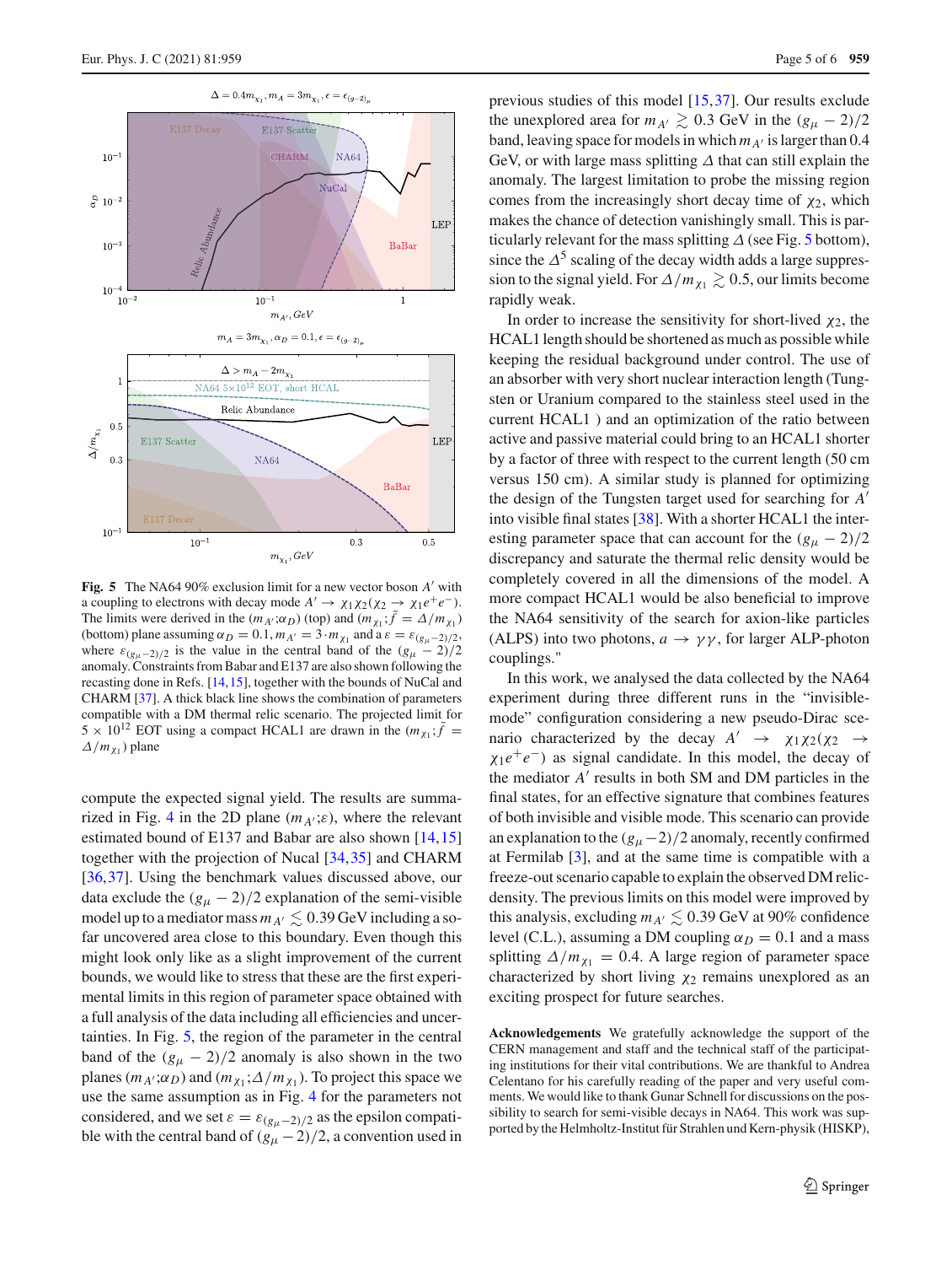Fig. 5 The NA64 90% exclusion limit for a new vector boson $A'$ with a coupling to electrons with decay mode $A' \to \chi_1\chi_2(\chi_2 \to \chi_1 e^+e^-)$. The limits were derived in the $(m_{A'};\alpha_D)$ (top) and $(m_{\chi_1};\bar{f} = \Delta/m_{\chi_1})$ (bottom) plane assuming $\alpha_D = 0.1, m_{A'} = 3 \cdot m_{\chi_1}$ and a $\varepsilon = \varepsilon_{(g_\mu-2)/2}$, where $\varepsilon_{(g_\mu-2)/2}$ is the value in the central band of the $(g_\mu - 2)/2$ anomaly. Constraints from Babar and E137 are also shown following the recasting done in Refs. [14,15], together with the bounds of NuCal and CHARM [37]. A thick black line shows the combination of parameters compatible with a DM thermal relic scenario. The projected limit for $5 \times 10^{12}$ EOT using a compact HCAL1 are drawn in the $(m_{\chi_1};\bar{f} = \Delta/m_{\chi_1})$ plane

compute the expected signal yield. The results are summarized in Fig. 4 in the 2D plane $(m_{A'};\varepsilon)$, where the relevant estimated bound of E137 and Babar are also shown [14,15] together with the projection of Nucal [34,35] and CHARM [36,37]. Using the benchmark values discussed above, our data exclude the $(g_\mu - 2)/2$ explanation of the semi-visible model up to a mediator mass $m_{A'} \lesssim 0.39$ GeV including a so-far uncovered area close to this boundary. Even though this might look only like as a slight improvement of the current bounds, we would like to stress that these are the first experimental limits in this region of parameter space obtained with a full analysis of the data including all efficiencies and uncertainties. In Fig. 5, the region of the parameter in the central band of the $(g_\mu - 2)/2$ anomaly is also shown in the two planes $(m_{A'};\alpha_D)$ and $(m_{\chi_1};\Delta/m_{\chi_1})$. To project this space we use the same assumption as in Fig. 4 for the parameters not considered, and we set $\varepsilon = \varepsilon_{(g_\mu-2)/2}$ as the epsilon compatible with the central band of $(g_\mu - 2)/2$, a convention used in previous studies of this model [15,37]. Our results exclude the unexplored area for $m_{A'} \gtrsim 0.3$ GeV in the $(g_\mu - 2)/2$ band, leaving space for models in which $m_{A'}$ is larger than 0.4 GeV, or with large mass splitting $\Delta$ that can still explain the anomaly. The largest limitation to probe the missing region comes from the increasingly short decay time of $\chi_2$, which makes the chance of detection vanishingly small. This is particularly relevant for the mass splitting $\Delta$ (see Fig. 5 bottom), since the $\Delta^5$ scaling of the decay width adds a large suppression to the signal yield. For $\Delta/m_{\chi_1} \gtrsim 0.5$, our limits become rapidly weak.

In order to increase the sensitivity for short-lived $\chi_2$, the HCAL1 length should be shortened as much as possible while keeping the residual background under control. The use of an absorber with very short nuclear interaction length (Tungsten or Uranium compared to the stainless steel used in the current HCAL1 ) and an optimization of the ratio between active and passive material could bring to an HCAL1 shorter by a factor of three with respect to the current length (50 cm versus 150 cm). A similar study is planned for optimizing the design of the Tungsten target used for searching for $A'$ into visible final states [38]. With a shorter HCAL1 the interesting parameter space that can account for the $(g_\mu - 2)/2$ discrepancy and saturate the thermal relic density would be completely covered in all the dimensions of the model. A more compact HCAL1 would be also beneficial to improve the NA64 sensitivity of the search for axion-like particles (ALPS) into two photons, $a \to \gamma\gamma$, for larger ALP-photon couplings."

In this work, we analysed the data collected by the NA64 experiment during three different runs in the "invisible-mode" configuration considering a new pseudo-Dirac scenario characterized by the decay $A' \to \chi_1\chi_2(\chi_2 \to \chi_1 e^+e^-)$ as signal candidate. In this model, the decay of the mediator $A'$ results in both SM and DM particles in the final states, for an effective signature that combines features of both invisible and visible mode. This scenario can provide an explanation to the $(g_\mu - 2)/2$ anomaly, recently confirmed at Fermilab [3], and at the same time is compatible with a freeze-out scenario capable to explain the observed DM relic-density. The previous limits on this model were improved by this analysis, excluding $m_{A'} \lesssim 0.39$ GeV at 90% confidence level (C.L.), assuming a DM coupling $\alpha_D = 0.1$ and a mass splitting $\Delta/m_{\chi_1} = 0.4$. A large region of parameter space characterized by short living $\chi_2$ remains unexplored as an exciting prospect for future searches.

**Acknowledgements** We gratefully acknowledge the support of the CERN management and staff and the technical staff of the participating institutions for their vital contributions. We are thankful to Andrea Celentano for his carefully reading of the paper and very useful comments. We would like to thank Gunar Schnell for discussions on the possibility to search for semi-visible decays in NA64. This work was supported by the Helmholtz-Institut für Strahlen und Kern-physik (HISKP),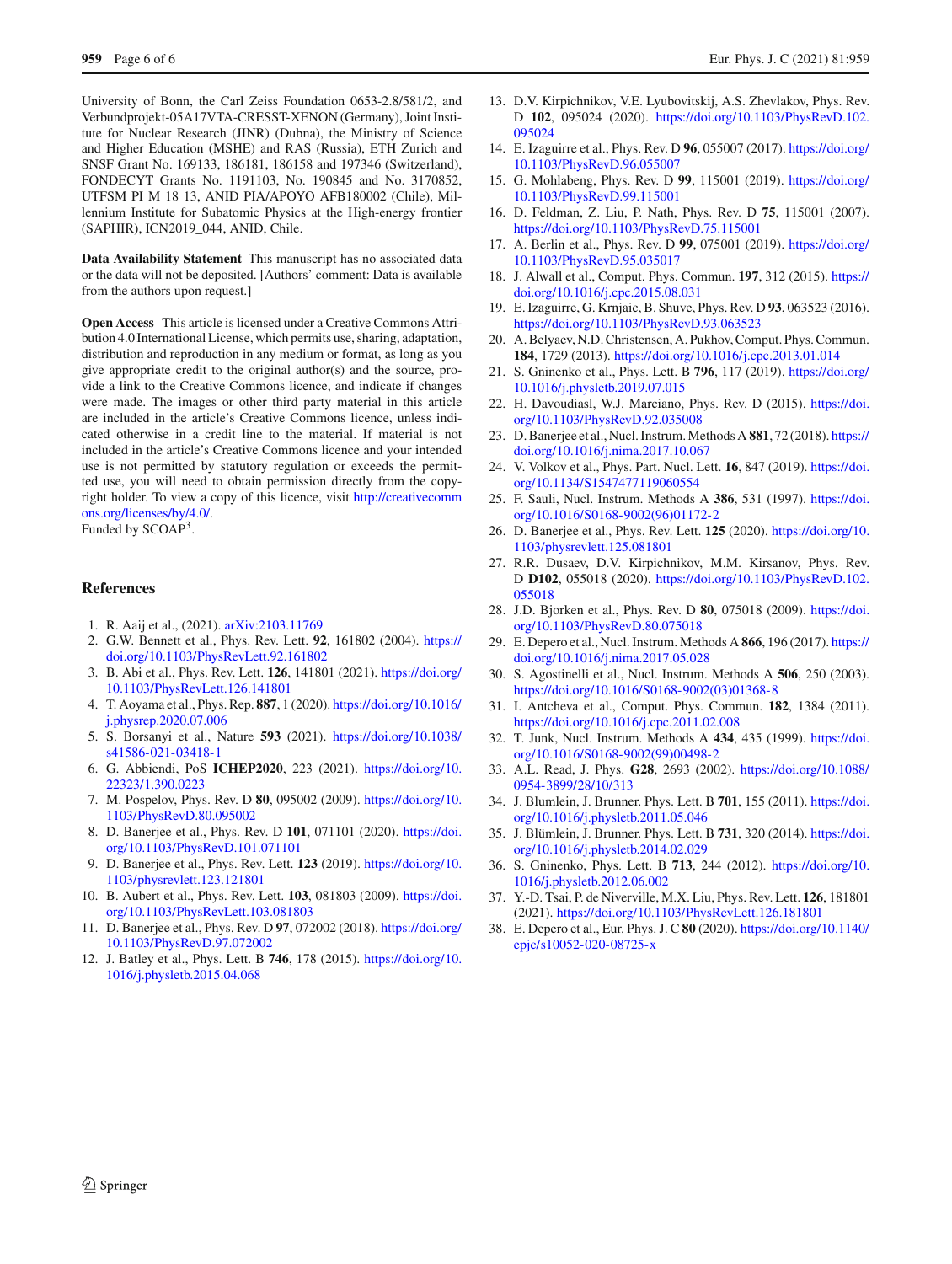University of Bonn, the Carl Zeiss Foundation 0653-2.8/581/2, and Verbundprojekt-05A17VTA-CRESST-XENON (Germany), Joint Institute for Nuclear Research (JINR) (Dubna), the Ministry of Science and Higher Education (MSHE) and RAS (Russia), ETH Zurich and SNSF Grant No. 169133, 186181, 186158 and 197346 (Switzerland), FONDECYT Grants No. 1191103, No. 190845 and No. 3170852, UTFSM PI M 18 13, ANID PIA/APOYO AFB180002 (Chile), Millennium Institute for Subatomic Physics at the High-energy frontier (SAPHIR), ICN2019_044, ANID, Chile.

**Data Availability Statement** This manuscript has no associated data or the data will not be deposited. [Authors' comment: Data is available from the authors upon request.]

**Open Access** This article is licensed under a Creative Commons Attribution 4.0 International License, which permits use, sharing, adaptation, distribution and reproduction in any medium or format, as long as you give appropriate credit to the original author(s) and the source, provide a link to the Creative Commons licence, and indicate if changes were made. The images or other third party material in this article are included in the article's Creative Commons licence, unless indicated otherwise in a credit line to the material. If material is not included in the article's Creative Commons licence and your intended use is not permitted by statutory regulation or exceeds the permitted use, you will need to obtain permission directly from the copyright holder. To view a copy of this licence, visit http://creativecommons.org/licenses/by/4.0/.
Funded by SCOAP[3].

## References

1. R. Aaij et al., (2021). arXiv:2103.11769
2. G.W. Bennett et al., Phys. Rev. Lett. **92**, 161802 (2004). https://doi.org/10.1103/PhysRevLett.92.161802
3. B. Abi et al., Phys. Rev. Lett. **126**, 141801 (2021). https://doi.org/10.1103/PhysRevLett.126.141801
4. T. Aoyama et al., Phys. Rep. **887**, 1 (2020). https://doi.org/10.1016/j.physrep.2020.07.006
5. S. Borsanyi et al., Nature **593** (2021). https://doi.org/10.1038/s41586-021-03418-1
6. G. Abbiendi, PoS **ICHEP2020**, 223 (2021). https://doi.org/10.22323/1.390.0223
7. M. Pospelov, Phys. Rev. D **80**, 095002 (2009). https://doi.org/10.1103/PhysRevD.80.095002
8. D. Banerjee et al., Phys. Rev. D **101**, 071101 (2020). https://doi.org/10.1103/PhysRevD.101.071101
9. D. Banerjee et al., Phys. Rev. Lett. **123** (2019). https://doi.org/10.1103/physrevlett.123.121801
10. B. Aubert et al., Phys. Rev. Lett. **103**, 081803 (2009). https://doi.org/10.1103/PhysRevLett.103.081803
11. D. Banerjee et al., Phys. Rev. D **97**, 072002 (2018). https://doi.org/10.1103/PhysRevD.97.072002
12. J. Batley et al., Phys. Lett. B **746**, 178 (2015). https://doi.org/10.1016/j.physletb.2015.04.068
13. D.V. Kirpichnikov, V.E. Lyubovitskij, A.S. Zhevlakov, Phys. Rev. D **102**, 095024 (2020). https://doi.org/10.1103/PhysRevD.102.095024
14. E. Izaguirre et al., Phys. Rev. D **96**, 055007 (2017). https://doi.org/10.1103/PhysRevD.96.055007
15. G. Mohlabeng, Phys. Rev. D **99**, 115001 (2019). https://doi.org/10.1103/PhysRevD.99.115001
16. D. Feldman, Z. Liu, P. Nath, Phys. Rev. D **75**, 115001 (2007). https://doi.org/10.1103/PhysRevD.75.115001
17. A. Berlin et al., Phys. Rev. D **99**, 075001 (2019). https://doi.org/10.1103/PhysRevD.95.035017
18. J. Alwall et al., Comput. Phys. Commun. **197**, 312 (2015). https://doi.org/10.1016/j.cpc.2015.08.031
19. E. Izaguirre, G. Krnjaic, B. Shuve, Phys. Rev. D **93**, 063523 (2016). https://doi.org/10.1103/PhysRevD.93.063523
20. A. Belyaev, N.D. Christensen, A. Pukhov, Comput. Phys. Commun. **184**, 1729 (2013). https://doi.org/10.1016/j.cpc.2013.01.014
21. S. Gninenko et al., Phys. Lett. B **796**, 117 (2019). https://doi.org/10.1016/j.physletb.2019.07.015
22. H. Davoudiasl, W.J. Marciano, Phys. Rev. D (2015). https://doi.org/10.1103/PhysRevD.92.035008
23. D. Banerjee et al., Nucl. Instrum. Methods A **881**, 72 (2018). https://doi.org/10.1016/j.nima.2017.10.067
24. V. Volkov et al., Phys. Part. Nucl. Lett. **16**, 847 (2019). https://doi.org/10.1134/S1547477119060554
25. F. Sauli, Nucl. Instrum. Methods A **386**, 531 (1997). https://doi.org/10.1016/S0168-9002(96)01172-2
26. D. Banerjee et al., Phys. Rev. Lett. **125** (2020). https://doi.org/10.1103/physrevlett.125.081801
27. R.R. Dusaev, D.V. Kirpichnikov, M.M. Kirsanov, Phys. Rev. D **D102**, 055018 (2020). https://doi.org/10.1103/PhysRevD.102.055018
28. J.D. Bjorken et al., Phys. Rev. D **80**, 075018 (2009). https://doi.org/10.1103/PhysRevD.80.075018
29. E. Depero et al., Nucl. Instrum. Methods A **866**, 196 (2017). https://doi.org/10.1016/j.nima.2017.05.028
30. S. Agostinelli et al., Nucl. Instrum. Methods A **506**, 250 (2003). https://doi.org/10.1016/S0168-9002(03)01368-8
31. I. Antcheva et al., Comput. Phys. Commun. **182**, 1384 (2011). https://doi.org/10.1016/j.cpc.2011.02.008
32. T. Junk, Nucl. Instrum. Methods A **434**, 435 (1999). https://doi.org/10.1016/S0168-9002(99)00498-2
33. A.L. Read, J. Phys. **G28**, 2693 (2002). https://doi.org/10.1088/0954-3899/28/10/313
34. J. Blumlein, J. Brunner. Phys. Lett. B **701**, 155 (2011). https://doi.org/10.1016/j.physletb.2011.05.046
35. J. Blümlein, J. Brunner. Phys. Lett. B **731**, 320 (2014). https://doi.org/10.1016/j.physletb.2014.02.029
36. S. Gninenko, Phys. Lett. B **713**, 244 (2012). https://doi.org/10.1016/j.physletb.2012.06.002
37. Y.-D. Tsai, P. de Niverville, M.X. Liu, Phys. Rev. Lett. **126**, 181801 (2021). https://doi.org/10.1103/PhysRevLett.126.181801
38. E. Depero et al., Eur. Phys. J. C **80** (2020). https://doi.org/10.1140/epjc/s10052-020-08725-x